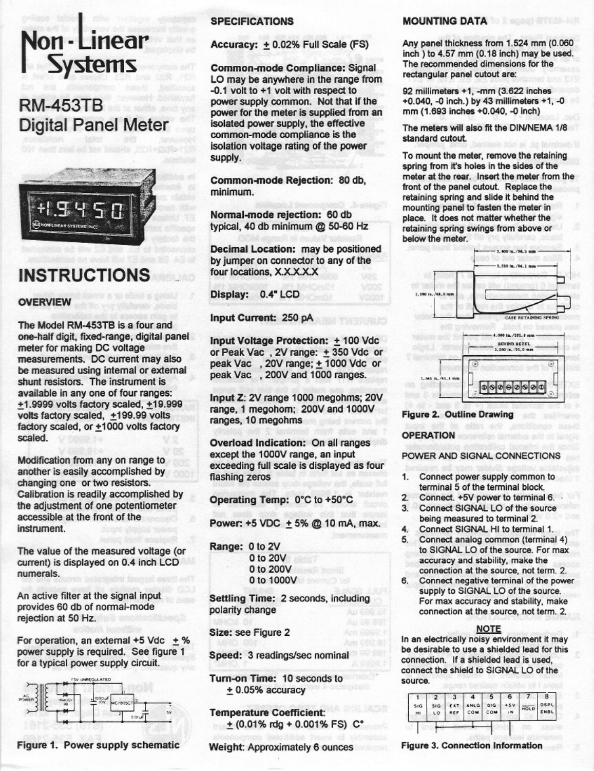# Non-Linear Systems

# RM-453TB Digital Panel Meter

# INSTRUCTIONS

## OVERVIEW

The Model RM-453TB is a four and one-half digit, fixed-range, digital panel meter for making DC voltage measurements. DC current may also be measured using internal or external shunt resistors. The instrument is available in any one of four ranges: ±1.9999 volts factory scaled, ±19.999 volts factory scaled, ±199.99 volts factory scaled, or ±1000 volts factory scaled.

Modification from any on range to another is easily accomplished by changing one or two resistors. Calibration is readily accomplished by the adjustment of one potentiometer accessible at the front of the instrument.

The value of the measured voltage (or current) is displayed on 0.4 inch LCD numerals.

An active filter at the signal input provides 60 db of normal-mode rejection at 50 Hz.

For operation, an external +5 Vdc ± % power supply is required. See figure 1 for a typical power supply circuit.

Figure 1. Power supply schematic

## SPECIFICATIONS

**Accuracy:** ± 0.02% Full Scale (FS)

**Common-mode Compliance:** Signal LO may be anywhere in the range from -0.1 volt to +1 volt with respect to power supply common. Not that if the power for the meter is supplied from an isolated power supply, the effective common-mode compliance is the isolation voltage rating of the power supply.

**Common-mode Rejection:** 80 db, minimum.

**Normal-mode rejection:** 60 db typical, 40 db minimum @ 50-60 Hz

**Decimal Location:** may be positioned by jumper on connector to any of the four locations, X.X.X.X.X

**Display:** 0.4" LCD

**Input Current:** 250 pA

**Input Voltage Protection:** ± 100 Vdc or Peak Vac , 2V range: ± 350 Vdc or peak Vac , 20V range; ± 1000 Vdc or peak Vac , 200V and 1000 ranges.

**Input Z:** 2V range 1000 megohms; 20V range, 1 megohom; 200V and 1000V ranges, 10 megohms

**Overload Indication:** On all ranges except the 1000V range, an input exceeding full scale is displayed as four flashing zeros

**Operating Temp:** 0°C to +50°C

**Power:** +5 VDC ± 5% @ 10 mA, max.

**Range:** 0 to 2V
0 to 20V
0 to 200V
0 to 1000V

**Settling Time:** 2 seconds, including polarity change

**Size:** see Figure 2

**Speed:** 3 readings/sec nominal

**Turn-on Time:** 10 seconds to ± 0.05% accuracy

**Temperature Coefficient:** ± (0.01% rdg + 0.001% FS) C°

**Weight:** Approximately 6 ounces

## MOUNTING DATA

Any panel thickness from 1.524 mm (0.060 inch ) to 4.57 mm (0.18 inch) may be used. The recommended dimensions for the rectangular panel cutout are:

92 millimeters +1, -mm (3.622 inches +0.040, -0 inch.) by 43 millimeters +1, -0 mm (1.693 inches +0.040, -0 inch)

The meters will also fit the DIN/NEMA 1/8 standard cutout.

To mount the meter, remove the retaining spring from it's holes in the sides of the meter at the rear. Insert the meter from the front of the panel cutout. Replace the retaining spring and slide it behind the mounting panel to fasten the meter in place. It does not matter whether the retaining spring swings from above or below the meter.

Figure 2. Outline Drawing

## OPERATION

### POWER AND SIGNAL CONNECTIONS

1. Connect power supply common to terminal 5 of the terminal block.
2. Connect. +5V power to terminal 6.
3. Connect SIGNAL LO of the source being measured to terminal 2.
4. Connect SIGNAL HI to terminal 1.
5. Connect analog common (terminal 4) to SIGNAL LO of the source. For max accuracy and stability, make the connection at the source, not term. 2.
6. Connect negative terminal of the power supply to SIGNAL LO of the source. For max accuracy and stability, make connection at the source, not term. 2.

**NOTE**

In an electrically noisy environment it may be desirable to use a shielded lead for this connection. If a shielded lead is used, connect the shield to SIGNAL LO of the source.

| 1 | 2 | 3 | 4 | 5 | 6 | 7 | 8 |
|---|---|---|---|---|---|---|---|
| SIG HI | SIG LO | EXT REF | ANLG COM | DIG COM | +5V IN | HOLD | DSPL ENBL |

Figure 3. Connection Information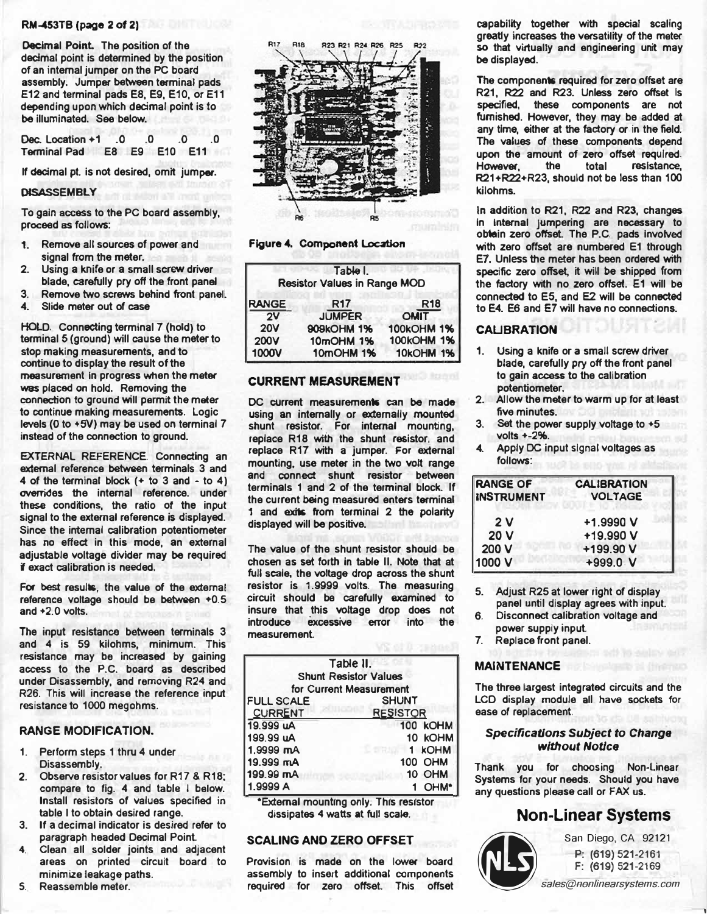**RM-453TB (page 2 of 2)**

**Decimal Point.** The position of the decimal point is determined by the position of an internal jumper on the PC board assembly. Jumper between terminal pads E12 and terminal pads E8, E9, E10, or E11 depending upon which decimal point is to be illuminated. See below.

| Dec. Location +1 | .0 | .0 | .0 | .0 |
|---|---|---|---|---|
| Terminal Pad | E8 | E9 | E10 | E11 |

If decimal pt. is not desired, omit jumper.

## DISASSEMBLY

To gain access to the PC board assembly, proceed as follows:

1. Remove all sources of power and signal from the meter.
2. Using a knife or a small screw driver blade, carefully pry off the front panel
3. Remove two screws behind front panel.
4. Slide meter out of case

HOLD. Connecting terminal 7 (hold) to terminal 5 (ground) will cause the meter to stop making measurements, and to continue to display the result of the measurement in progress when the meter was placed on hold. Removing the connection to ground will permit the meter to continue making measurements. Logic levels (0 to +5V) may be used on terminal 7 instead of the connection to ground.

EXTERNAL REFERENCE. Connecting an external reference between terminals 3 and 4 of the terminal block (+ to 3 and - to 4) overrides the internal reference. under these conditions, the ratio of the input signal to the external reference is displayed. Since the internal calibration potentiometer has no effect in this mode, an external adjustable voltage divider may be required if exact calibration is needed.

For best results, the value of the external reference voltage should be between +0.5 and +2.0 volts.

The input resistance between terminals 3 and 4 is 59 kilohms, minimum. This resistance may be increased by gaining access to the P.C. board as described under Disassembly, and removing R24 and R26. This will increase the reference input resistance to 1000 megohms.

## RANGE MODIFICATION.

1. Perform steps 1 thru 4 under Disassembly.
2. Observe resistor values for R17 & R18; compare to fig. 4 and table I below. Install resistors of values specified in table I to obtain desired range.
3. If a decimal indicator is desired refer to paragraph headed Decimal Point.
4. Clean all solder joints and adjacent areas on printed circuit board to minimize leakage paths.
5. Reassemble meter.

R17 R18 R23 R21 R24 R26 R25 R22

R6 R5

**Figure 4. Component Location**

Table I.
Resistor Values in Range MOD

| RANGE | R17 | R18 |
|---|---|---|
| 2V | JUMPER | OMIT |
| 20V | 909kOHM 1% | 100kOHM 1% |
| 200V | 10mOHM 1% | 100kOHM 1% |
| 1000V | 10mOHM 1% | 10kOHM 1% |

## CURRENT MEASUREMENT

DC current measurements can be made using an internally or externally mounted shunt resistor. For internal mounting, replace R18 with the shunt resistor, and replace R17 with a jumper. For external mounting, use meter in the two volt range and connect shunt resistor between terminals 1 and 2 of the terminal block. If the current being measured enters terminal 1 and exits from terminal 2 the polarity displayed will be positive.

The value of the shunt resistor should be chosen as set forth in table II. Note that at full scale, the voltage drop across the shunt resistor is 1.9999 volts. The measuring circuit should be carefully examined to insure that this voltage drop does not introduce excessive error into the measurement.

Table II.
Shunt Resistor Values
for Current Measurement

| FULL SCALE CURRENT | SHUNT RESISTOR |
|---|---|
| 19.999 uA | 100 kOHM |
| 199.99 uA | 10 kOHM |
| 1.9999 mA | 1 kOHM |
| 19.999 mA | 100 OHM |
| 199.99 mA | 10 OHM |
| 1.9999 A | 1 OHM* |

*External mounting only. This resistor dissipates 4 watts at full scale.

## SCALING AND ZERO OFFSET

Provision is made on the lower board assembly to insert additional components required for zero offset. This offset capability together with special scaling greatly increases the versatility of the meter so that virtually and engineering unit may be displayed.

The components required for zero offset are R21, R22 and R23. Unless zero offset is specified, these components are not furnished. However, they may be added at any time, either at the factory or in the field. The values of these components depend upon the amount of zero offset required. However, the total resistance, R21+R22+R23, should not be less than 100 kilohms.

In addition to R21, R22 and R23, changes in internal jumpering are necessary to obtain zero offset. The P.C. pads involved with zero offset are numbered E1 through E7. Unless the meter has been ordered with specific zero offset, it will be shipped from the factory with no zero offset. E1 will be connected to E5, and E2 will be connected to E4. E6 and E7 will have no connections.

## CALIBRATION

1. Using a knife or a small screw driver blade, carefully pry off the front panel to gain access to the calibration potentiometer.
2. Allow the meter to warm up for at least five minutes.
3. Set the power supply voltage to +5 volts +-2%.
4. Apply DC input signal voltages as follows:

| RANGE OF INSTRUMENT | CALIBRATION VOLTAGE |
|---|---|
| 2 V | +1.9990 V |
| 20 V | +19.990 V |
| 200 V | +199.90 V |
| 1000 V | +999.0 V |

5. Adjust R25 at lower right of display panel until display agrees with input.
6. Disconnect calibration voltage and power supply input.
7. Replace front panel.

## MAINTENANCE

The three largest integrated circuits and the LCD display module all have sockets for ease of replacement.

***Specifications Subject to Change without Notice***

Thank you for choosing Non-Linear Systems for your needs. Should you have any questions please call or FAX us.

## Non-Linear Systems

San Diego, CA 92121
P: (619) 521-2161
F: (619) 521-2169
*sales@nonlinearsystems.com*